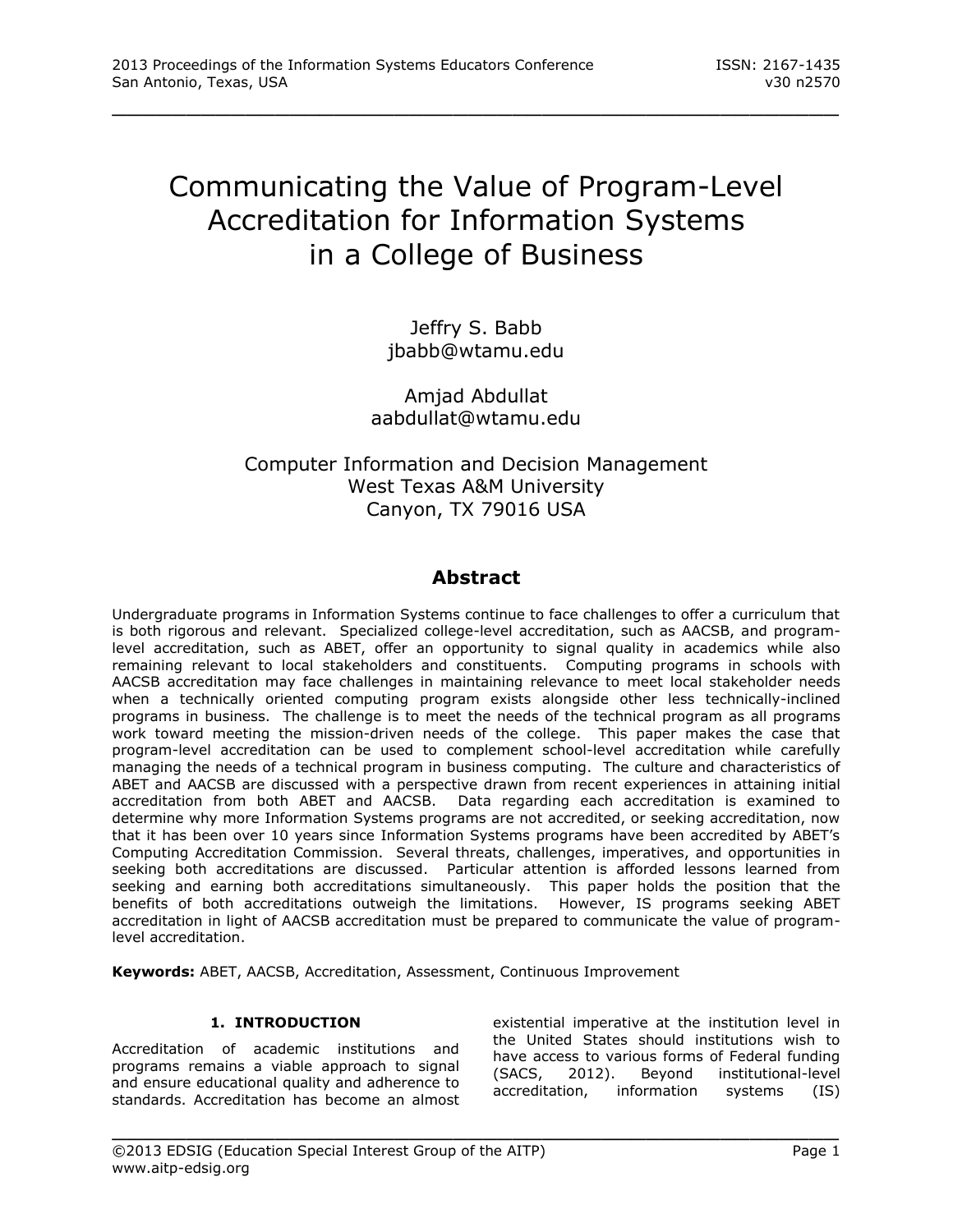# Communicating the Value of Program-Level Accreditation for Information Systems in a College of Business

Jeffry S. Babb
jbabb@wtamu.edu

Amjad Abdullat
aabdullat@wtamu.edu

Computer Information and Decision Management
West Texas A&M University
Canyon, TX 79016 USA

## Abstract

Undergraduate programs in Information Systems continue to face challenges to offer a curriculum that is both rigorous and relevant. Specialized college-level accreditation, such as AACSB, and program-level accreditation, such as ABET, offer an opportunity to signal quality in academics while also remaining relevant to local stakeholders and constituents. Computing programs in schools with AACSB accreditation may face challenges in maintaining relevance to meet local stakeholder needs when a technically oriented computing program exists alongside other less technically-inclined programs in business. The challenge is to meet the needs of the technical program as all programs work toward meeting the mission-driven needs of the college. This paper makes the case that program-level accreditation can be used to complement school-level accreditation while carefully managing the needs of a technical program in business computing. The culture and characteristics of ABET and AACSB are discussed with a perspective drawn from recent experiences in attaining initial accreditation from both ABET and AACSB. Data regarding each accreditation is examined to determine why more Information Systems programs are not accredited, or seeking accreditation, now that it has been over 10 years since Information Systems programs have been accredited by ABET's Computing Accreditation Commission. Several threats, challenges, imperatives, and opportunities in seeking both accreditations are discussed. Particular attention is afforded lessons learned from seeking and earning both accreditations simultaneously. This paper holds the position that the benefits of both accreditations outweigh the limitations. However, IS programs seeking ABET accreditation in light of AACSB accreditation must be prepared to communicate the value of program-level accreditation.

**Keywords:** ABET, AACSB, Accreditation, Assessment, Continuous Improvement

## 1. INTRODUCTION

Accreditation of academic institutions and programs remains a viable approach to signal and ensure educational quality and adherence to standards. Accreditation has become an almost existential imperative at the institution level in the United States should institutions wish to have access to various forms of Federal funding (SACS, 2012). Beyond institutional-level accreditation, information systems (IS)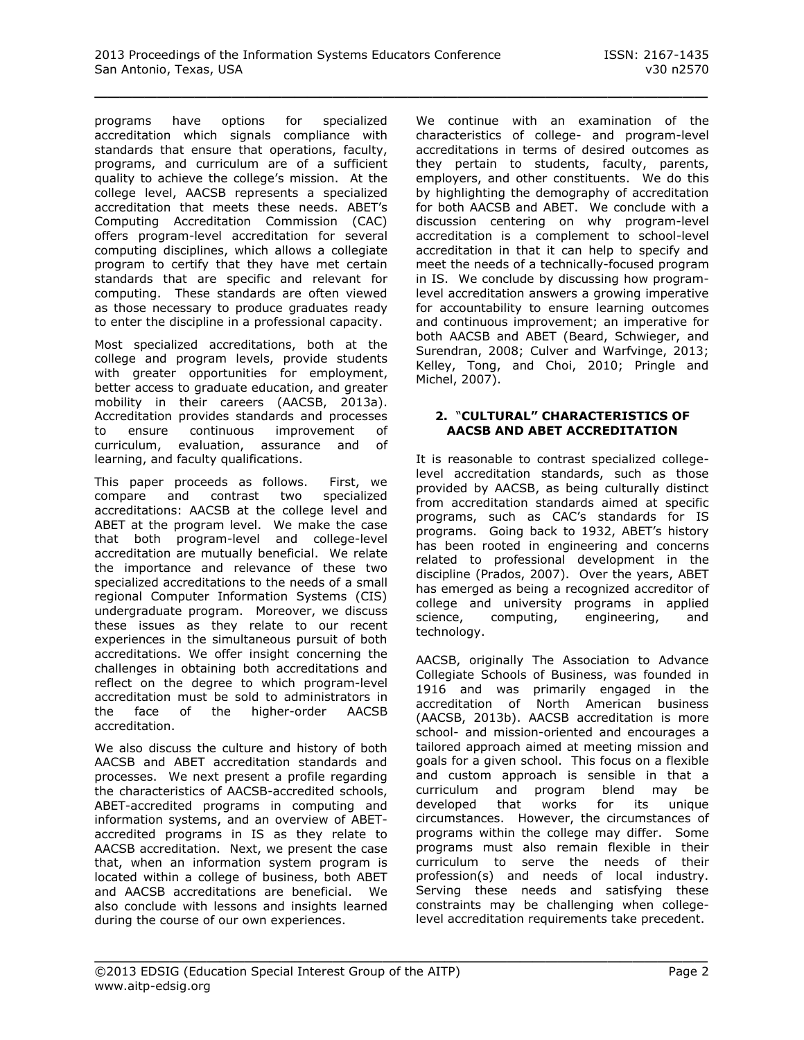programs have options for specialized accreditation which signals compliance with standards that ensure that operations, faculty, programs, and curriculum are of a sufficient quality to achieve the college's mission. At the college level, AACSB represents a specialized accreditation that meets these needs. ABET's Computing Accreditation Commission (CAC) offers program-level accreditation for several computing disciplines, which allows a collegiate program to certify that they have met certain standards that are specific and relevant for computing. These standards are often viewed as those necessary to produce graduates ready to enter the discipline in a professional capacity.

Most specialized accreditations, both at the college and program levels, provide students with greater opportunities for employment, better access to graduate education, and greater mobility in their careers (AACSB, 2013a). Accreditation provides standards and processes to ensure continuous improvement of curriculum, evaluation, assurance and of learning, and faculty qualifications.

This paper proceeds as follows. First, we compare and contrast two specialized accreditations: AACSB at the college level and ABET at the program level. We make the case that both program-level and college-level accreditation are mutually beneficial. We relate the importance and relevance of these two specialized accreditations to the needs of a small regional Computer Information Systems (CIS) undergraduate program. Moreover, we discuss these issues as they relate to our recent experiences in the simultaneous pursuit of both accreditations. We offer insight concerning the challenges in obtaining both accreditations and reflect on the degree to which program-level accreditation must be sold to administrators in the face of the higher-order AACSB accreditation.

We also discuss the culture and history of both AACSB and ABET accreditation standards and processes. We next present a profile regarding the characteristics of AACSB-accredited schools, ABET-accredited programs in computing and information systems, and an overview of ABET-accredited programs in IS as they relate to AACSB accreditation. Next, we present the case that, when an information system program is located within a college of business, both ABET and AACSB accreditations are beneficial. We also conclude with lessons and insights learned during the course of our own experiences.

We continue with an examination of the characteristics of college- and program-level accreditations in terms of desired outcomes as they pertain to students, faculty, parents, employers, and other constituents. We do this by highlighting the demography of accreditation for both AACSB and ABET. We conclude with a discussion centering on why program-level accreditation is a complement to school-level accreditation in that it can help to specify and meet the needs of a technically-focused program in IS. We conclude by discussing how program-level accreditation answers a growing imperative for accountability to ensure learning outcomes and continuous improvement; an imperative for both AACSB and ABET (Beard, Schwieger, and Surendran, 2008; Culver and Warfvinge, 2013; Kelley, Tong, and Choi, 2010; Pringle and Michel, 2007).

## 2. "CULTURAL" CHARACTERISTICS OF AACSB AND ABET ACCREDITATION

It is reasonable to contrast specialized college-level accreditation standards, such as those provided by AACSB, as being culturally distinct from accreditation standards aimed at specific programs, such as CAC's standards for IS programs. Going back to 1932, ABET's history has been rooted in engineering and concerns related to professional development in the discipline (Prados, 2007). Over the years, ABET has emerged as being a recognized accreditor of college and university programs in applied science, computing, engineering, and technology.

AACSB, originally The Association to Advance Collegiate Schools of Business, was founded in 1916 and was primarily engaged in the accreditation of North American business (AACSB, 2013b). AACSB accreditation is more school- and mission-oriented and encourages a tailored approach aimed at meeting mission and goals for a given school. This focus on a flexible and custom approach is sensible in that a curriculum and program blend may be developed that works for its unique circumstances. However, the circumstances of programs within the college may differ. Some programs must also remain flexible in their curriculum to serve the needs of their profession(s) and needs of local industry. Serving these needs and satisfying these constraints may be challenging when college-level accreditation requirements take precedent.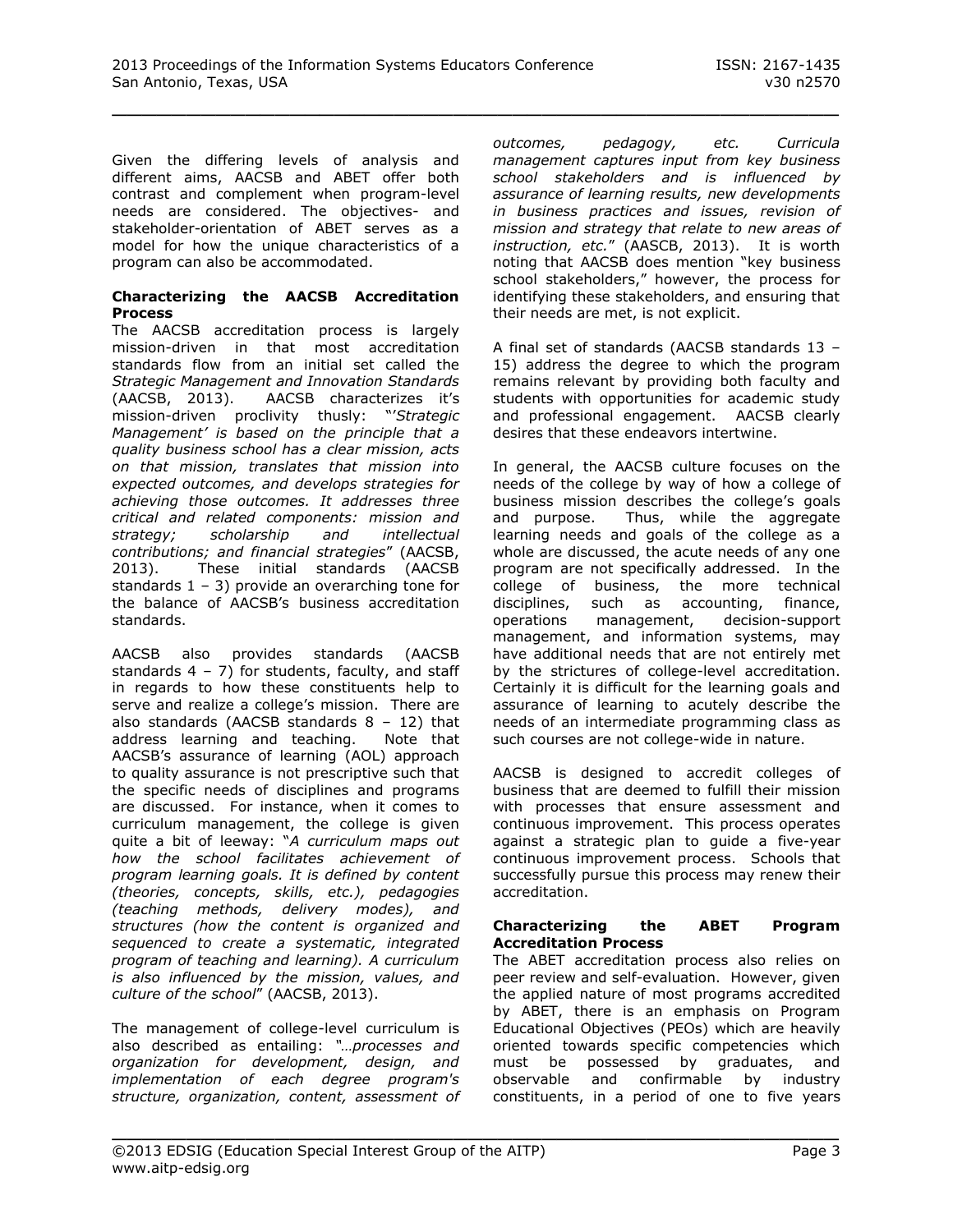Given the differing levels of analysis and different aims, AACSB and ABET offer both contrast and complement when program-level needs are considered. The objectives- and stakeholder-orientation of ABET serves as a model for how the unique characteristics of a program can also be accommodated.

**Characterizing the AACSB Accreditation Process**

The AACSB accreditation process is largely mission-driven in that most accreditation standards flow from an initial set called the *Strategic Management and Innovation Standards* (AACSB, 2013). AACSB characterizes it's mission-driven proclivity thusly: "*'Strategic Management' is based on the principle that a quality business school has a clear mission, acts on that mission, translates that mission into expected outcomes, and develops strategies for achieving those outcomes. It addresses three critical and related components: mission and strategy; scholarship and intellectual contributions; and financial strategies*" (AACSB, 2013). These initial standards (AACSB standards 1 – 3) provide an overarching tone for the balance of AACSB's business accreditation standards.

AACSB also provides standards (AACSB standards 4 – 7) for students, faculty, and staff in regards to how these constituents help to serve and realize a college's mission. There are also standards (AACSB standards 8 – 12) that address learning and teaching. Note that AACSB's assurance of learning (AOL) approach to quality assurance is not prescriptive such that the specific needs of disciplines and programs are discussed. For instance, when it comes to curriculum management, the college is given quite a bit of leeway: "*A curriculum maps out how the school facilitates achievement of program learning goals. It is defined by content (theories, concepts, skills, etc.), pedagogies (teaching methods, delivery modes), and structures (how the content is organized and sequenced to create a systematic, integrated program of teaching and learning). A curriculum is also influenced by the mission, values, and culture of the school*" (AACSB, 2013).

The management of college-level curriculum is also described as entailing: "*…processes and organization for development, design, and implementation of each degree program's structure, organization, content, assessment of outcomes, pedagogy, etc. Curricula management captures input from key business school stakeholders and is influenced by assurance of learning results, new developments in business practices and issues, revision of mission and strategy that relate to new areas of instruction, etc.*" (AASCB, 2013). It is worth noting that AACSB does mention "key business school stakeholders," however, the process for identifying these stakeholders, and ensuring that their needs are met, is not explicit.

A final set of standards (AACSB standards 13 – 15) address the degree to which the program remains relevant by providing both faculty and students with opportunities for academic study and professional engagement. AACSB clearly desires that these endeavors intertwine.

In general, the AACSB culture focuses on the needs of the college by way of how a college of business mission describes the college's goals and purpose. Thus, while the aggregate learning needs and goals of the college as a whole are discussed, the acute needs of any one program are not specifically addressed. In the college of business, the more technical disciplines, such as accounting, finance, operations management, decision-support management, and information systems, may have additional needs that are not entirely met by the strictures of college-level accreditation. Certainly it is difficult for the learning goals and assurance of learning to acutely describe the needs of an intermediate programming class as such courses are not college-wide in nature.

AACSB is designed to accredit colleges of business that are deemed to fulfill their mission with processes that ensure assessment and continuous improvement. This process operates against a strategic plan to guide a five-year continuous improvement process. Schools that successfully pursue this process may renew their accreditation.

**Characterizing the ABET Program Accreditation Process**

The ABET accreditation process also relies on peer review and self-evaluation. However, given the applied nature of most programs accredited by ABET, there is an emphasis on Program Educational Objectives (PEOs) which are heavily oriented towards specific competencies which must be possessed by graduates, and observable and confirmable by industry constituents, in a period of one to five years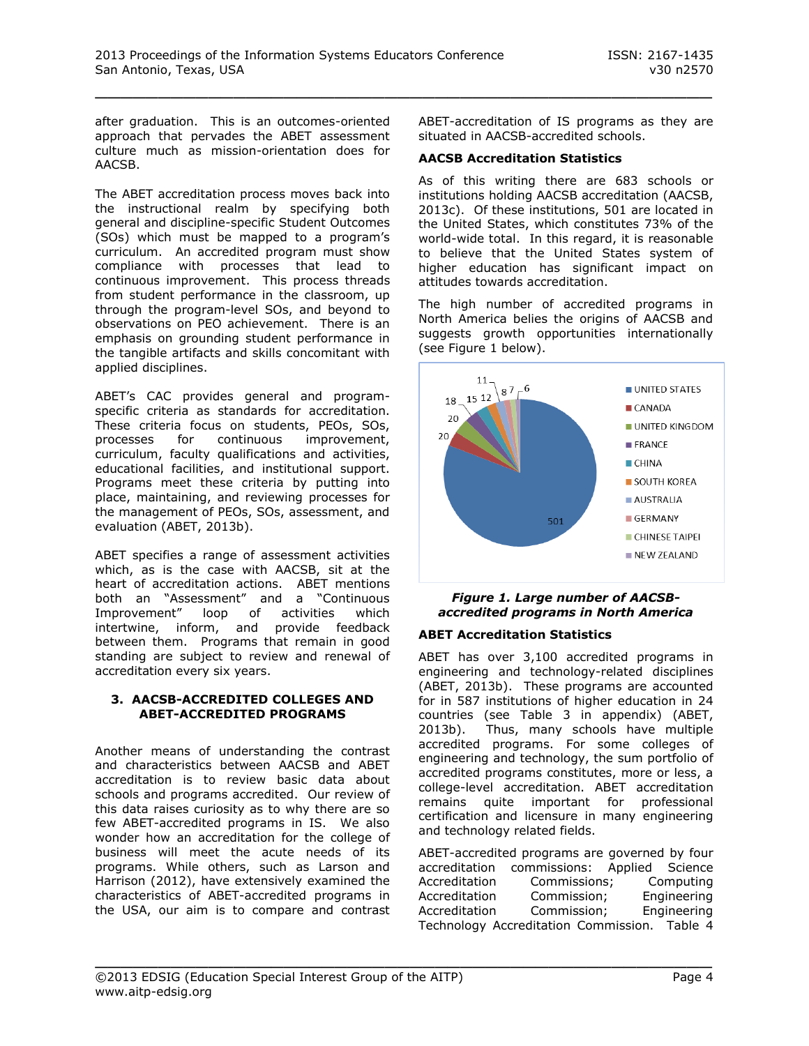after graduation. This is an outcomes-oriented approach that pervades the ABET assessment culture much as mission-orientation does for AACSB.

The ABET accreditation process moves back into the instructional realm by specifying both general and discipline-specific Student Outcomes (SOs) which must be mapped to a program's curriculum. An accredited program must show compliance with processes that lead to continuous improvement. This process threads from student performance in the classroom, up through the program-level SOs, and beyond to observations on PEO achievement. There is an emphasis on grounding student performance in the tangible artifacts and skills concomitant with applied disciplines.

ABET's CAC provides general and program-specific criteria as standards for accreditation. These criteria focus on students, PEOs, SOs, processes for continuous improvement, curriculum, faculty qualifications and activities, educational facilities, and institutional support. Programs meet these criteria by putting into place, maintaining, and reviewing processes for the management of PEOs, SOs, assessment, and evaluation (ABET, 2013b).

ABET specifies a range of assessment activities which, as is the case with AACSB, sit at the heart of accreditation actions. ABET mentions both an "Assessment" and a "Continuous Improvement" loop of activities which intertwine, inform, and provide feedback between them. Programs that remain in good standing are subject to review and renewal of accreditation every six years.

## 3. AACSB-ACCREDITED COLLEGES AND ABET-ACCREDITED PROGRAMS

Another means of understanding the contrast and characteristics between AACSB and ABET accreditation is to review basic data about schools and programs accredited. Our review of this data raises curiosity as to why there are so few ABET-accredited programs in IS. We also wonder how an accreditation for the college of business will meet the acute needs of its programs. While others, such as Larson and Harrison (2012), have extensively examined the characteristics of ABET-accredited programs in the USA, our aim is to compare and contrast ABET-accreditation of IS programs as they are situated in AACSB-accredited schools.

### AACSB Accreditation Statistics

As of this writing there are 683 schools or institutions holding AACSB accreditation (AACSB, 2013c). Of these institutions, 501 are located in the United States, which constitutes 73% of the world-wide total. In this regard, it is reasonable to believe that the United States system of higher education has significant impact on attitudes towards accreditation.

The high number of accredited programs in North America belies the origins of AACSB and suggests growth opportunities internationally (see Figure 1 below).

| Country | Number |
|---|---|
| UNITED STATES | 501 |
| CANADA | 20 |
| UNITED KINGDOM | 20 |
| FRANCE | 18 |
| CHINA | 15 |
| SOUTH KOREA | 12 |
| AUSTRALIA | 11 |
| GERMANY | 8 |
| CHINESE TAIPEI | 7 |
| NEW ZEALAND | 6 |

***Figure 1. Large number of AACSB-accredited programs in North America***

### ABET Accreditation Statistics

ABET has over 3,100 accredited programs in engineering and technology-related disciplines (ABET, 2013b). These programs are accounted for in 587 institutions of higher education in 24 countries (see Table 3 in appendix) (ABET, 2013b). Thus, many schools have multiple accredited programs. For some colleges of engineering and technology, the sum portfolio of accredited programs constitutes, more or less, a college-level accreditation. ABET accreditation remains quite important for professional certification and licensure in many engineering and technology related fields.

ABET-accredited programs are governed by four accreditation commissions: Applied Science Accreditation Commissions; Computing Accreditation Commission; Engineering Accreditation Commission; Engineering Technology Accreditation Commission. Table 4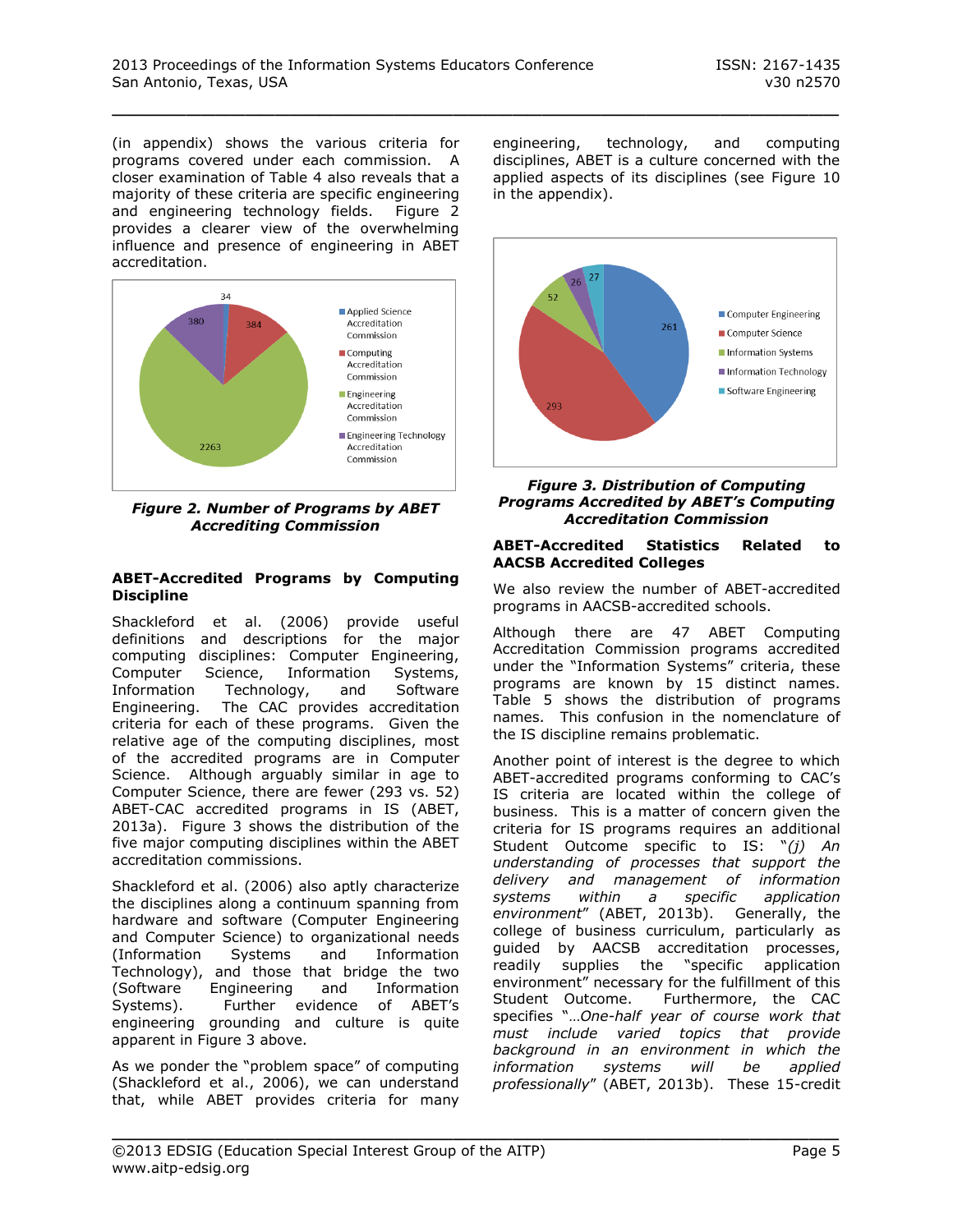(in appendix) shows the various criteria for programs covered under each commission. A closer examination of Table 4 also reveals that a majority of these criteria are specific engineering and engineering technology fields. Figure 2 provides a clearer view of the overwhelming influence and presence of engineering in ABET accreditation.

***Figure 2. Number of Programs by ABET Accrediting Commission***

## ABET-Accredited Programs by Computing Discipline

Shackleford et al. (2006) provide useful definitions and descriptions for the major computing disciplines: Computer Engineering, Computer Systems, Information Technology, and Software Engineering. The CAC provides accreditation criteria for each of these programs. Given the relative age of the computing disciplines, most of the accredited programs are in Computer Science. Although arguably similar in age to Computer Science, there are fewer (293 vs. 52) ABET-CAC accredited programs in IS (ABET, 2013a). Figure 3 shows the distribution of the five major computing disciplines within the ABET accreditation commissions.

Shackleford et al. (2006) also aptly characterize the disciplines along a continuum spanning from hardware and software (Computer Engineering and Computer Science) to organizational needs (Information Systems and Information Technology), and those that bridge the two (Software Engineering and Information Systems). Further evidence of ABET's engineering grounding and culture is quite apparent in Figure 3 above.

As we ponder the "problem space" of computing (Shackleford et al., 2006), we can understand that, while ABET provides criteria for many engineering, technology, and computing disciplines, ABET is a culture concerned with the applied aspects of its disciplines (see Figure 10 in the appendix).

***Figure 3. Distribution of Computing Programs Accredited by ABET's Computing Accreditation Commission***

## ABET-Accredited Statistics Related to AACSB Accredited Colleges

We also review the number of ABET-accredited programs in AACSB-accredited schools.

Although there are 47 ABET Computing Accreditation Commission programs accredited under the "Information Systems" criteria, these programs are known by 15 distinct names. Table 5 shows the distribution of programs names. This confusion in the nomenclature of the IS discipline remains problematic.

Another point of interest is the degree to which ABET-accredited programs conforming to CAC's IS criteria are located within the college of business. This is a matter of concern given the criteria for IS programs requires an additional Student Outcome specific to IS: "*(j) An understanding of processes that support the delivery and management of information systems within a specific application environment*" (ABET, 2013b). Generally, the college of business curriculum, particularly as guided by AACSB accreditation processes, readily supplies the "specific application environment" necessary for the fulfillment of this Student Outcome. Furthermore, the CAC specifies "*…One-half year of course work that must include varied topics that provide background in an environment in which the information systems will be applied professionally*" (ABET, 2013b). These 15-credit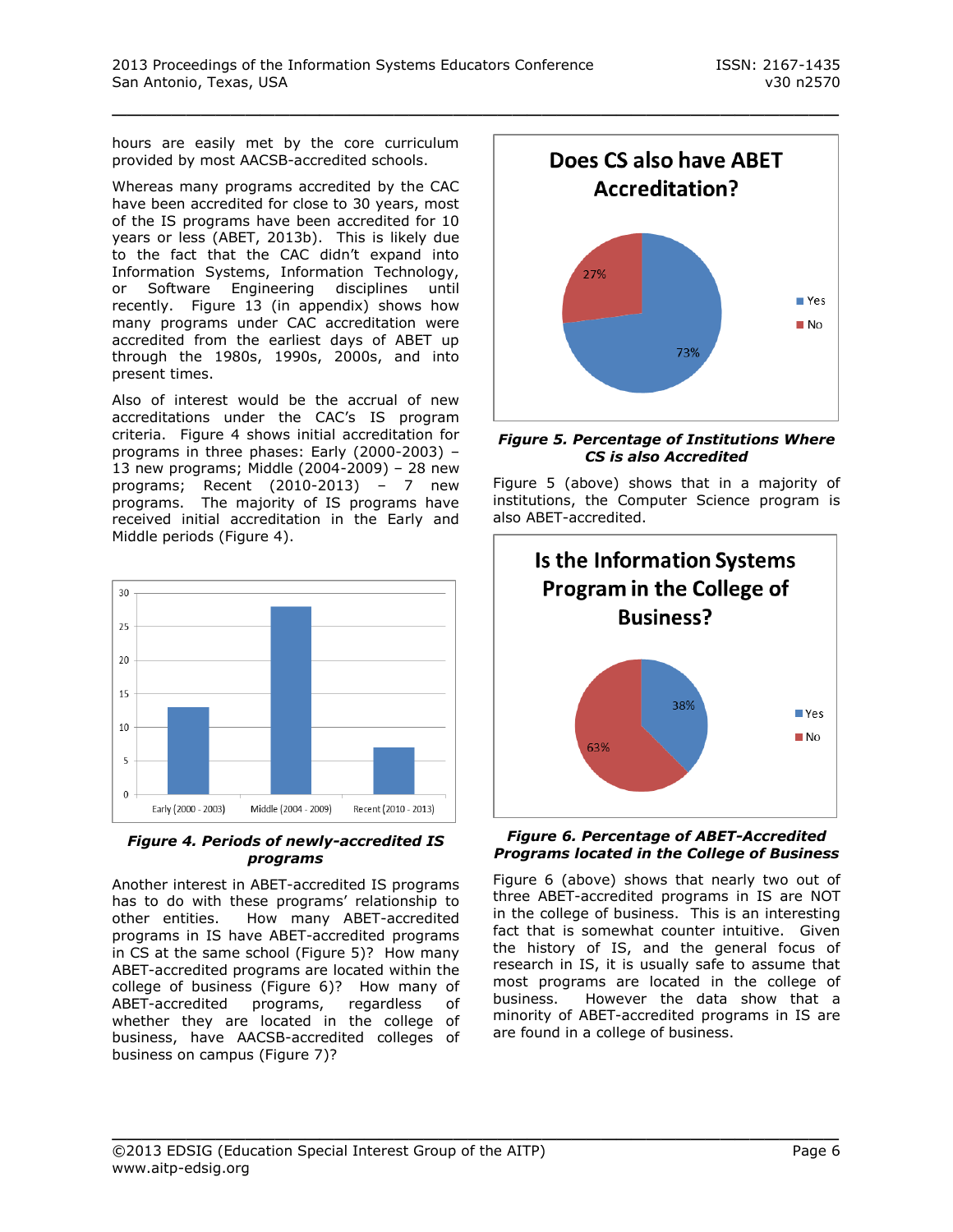hours are easily met by the core curriculum provided by most AACSB-accredited schools.

Whereas many programs accredited by the CAC have been accredited for close to 30 years, most of the IS programs have been accredited for 10 years or less (ABET, 2013b). This is likely due to the fact that the CAC didn't expand into Information Systems, Information Technology, or Software Engineering disciplines until recently. Figure 13 (in appendix) shows how many programs under CAC accreditation were accredited from the earliest days of ABET up through the 1980s, 1990s, 2000s, and into present times.

Also of interest would be the accrual of new accreditations under the CAC's IS program criteria. Figure 4 shows initial accreditation for programs in three phases: Early (2000-2003) – 13 new programs; Middle (2004-2009) – 28 new programs; Recent (2010-2013) – 7 new programs. The majority of IS programs have received initial accreditation in the Early and Middle periods (Figure 4).

***Figure 4. Periods of newly-accredited IS programs***

Another interest in ABET-accredited IS programs has to do with these programs' relationship to other entities. How many ABET-accredited programs in IS have ABET-accredited programs in CS at the same school (Figure 5)? How many ABET-accredited programs are located within the college of business (Figure 6)? How many of ABET-accredited programs, regardless of whether they are located in the college of business, have AACSB-accredited colleges of business on campus (Figure 7)?

***Figure 5. Percentage of Institutions Where CS is also Accredited***

Figure 5 (above) shows that in a majority of institutions, the Computer Science program is also ABET-accredited.

***Figure 6. Percentage of ABET-Accredited Programs located in the College of Business***

Figure 6 (above) shows that nearly two out of three ABET-accredited programs in IS are NOT in the college of business. This is an interesting fact that is somewhat counter intuitive. Given the history of IS, and the general focus of research in IS, it is usually safe to assume that most programs are located in the college of business. However the data show that a minority of ABET-accredited programs in IS are found in a college of business.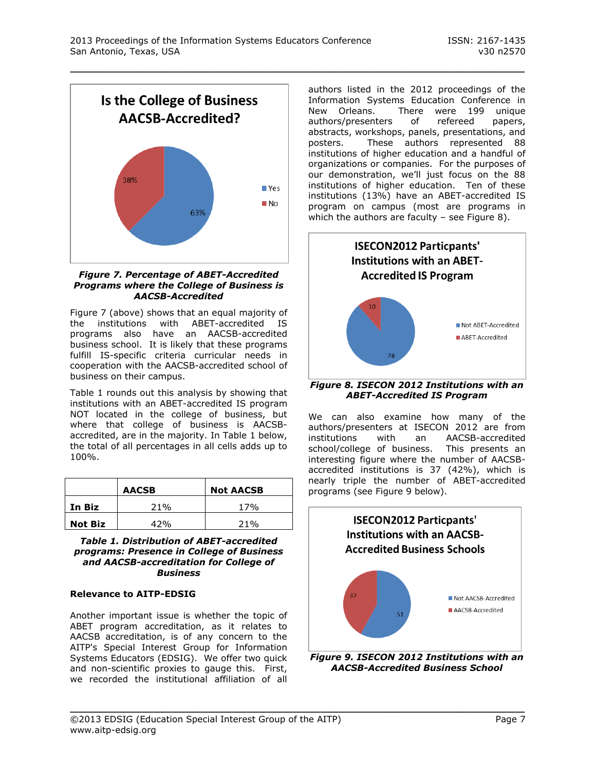Figure 7. Percentage of ABET-Accredited Programs where the College of Business is AACSB-Accredited

Figure 7 (above) shows that an equal majority of the institutions with ABET-accredited IS programs also have an AACSB-accredited business school. It is likely that these programs fulfill IS-specific criteria curricular needs in cooperation with the AACSB-accredited school of business on their campus.

Table 1 rounds out this analysis by showing that institutions with an ABET-accredited IS program NOT located in the college of business, but where that college of business is AACSB-accredited, are in the majority. In Table 1 below, the total of all percentages in all cells adds up to 100%.

| | AACSB | Not AACSB |
|---|---|---|
| **In Biz** | 21% | 17% |
| **Not Biz** | 42% | 21% |

***Table 1. Distribution of ABET-accredited programs: Presence in College of Business and AACSB-accreditation for College of Business***

### Relevance to AITP-EDSIG

Another important issue is whether the topic of ABET program accreditation, as it relates to AACSB accreditation, is of any concern to the AITP's Special Interest Group for Information Systems Educators (EDSIG). We offer two quick and non-scientific proxies to gauge this. First, we recorded the institutional affiliation of all authors listed in the 2012 proceedings of the Information Systems Education Conference in New Orleans. There were 199 unique authors/presenters of refereed papers, abstracts, workshops, panels, presentations, and posters. These authors represented 88 institutions of higher education and a handful of organizations or companies. For the purposes of our demonstration, we'll just focus on the 88 institutions of higher education. Ten of these institutions (13%) have an ABET-accredited IS program on campus (most are programs in which the authors are faculty – see Figure 8).

***Figure 8. ISECON 2012 Institutions with an ABET-Accredited IS Program***

We can also examine how many of the authors/presenters at ISECON 2012 are from institutions with an AACSB-accredited school/college of business. This presents an interesting figure where the number of AACSB-accredited institutions is 37 (42%), which is nearly triple the number of ABET-accredited programs (see Figure 9 below).

***Figure 9. ISECON 2012 Institutions with an AACSB-Accredited Business School***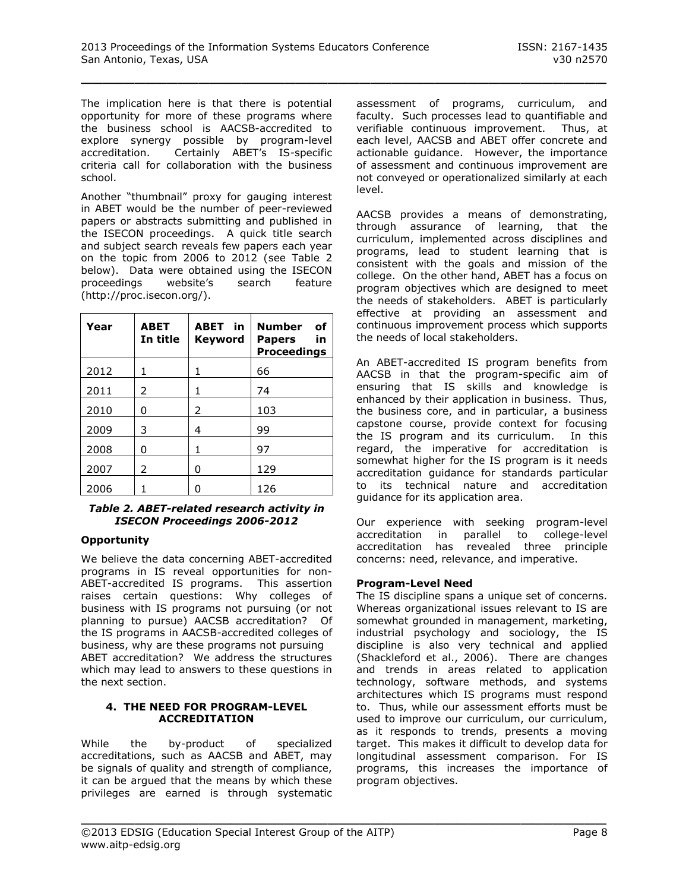The implication here is that there is potential opportunity for more of these programs where the business school is AACSB-accredited to explore synergy possible by program-level accreditation. Certainly ABET's IS-specific criteria call for collaboration with the business school.

Another "thumbnail" proxy for gauging interest in ABET would be the number of peer-reviewed papers or abstracts submitting and published in the ISECON proceedings. A quick title search and subject search reveals few papers each year on the topic from 2006 to 2012 (see Table 2 below). Data were obtained using the ISECON proceedings website's search feature (http://proc.isecon.org/).

| Year | ABET In title | ABET in Keyword | Number of Papers in Proceedings |
|---|---|---|---|
| 2012 | 1 | 1 | 66 |
| 2011 | 2 | 1 | 74 |
| 2010 | 0 | 2 | 103 |
| 2009 | 3 | 4 | 99 |
| 2008 | 0 | 1 | 97 |
| 2007 | 2 | 0 | 129 |
| 2006 | 1 | 0 | 126 |

***Table 2. ABET-related research activity in ISECON Proceedings 2006-2012***

**Opportunity**

We believe the data concerning ABET-accredited programs in IS reveal opportunities for non-ABET-accredited IS programs. This assertion raises certain questions: Why colleges of business with IS programs not pursuing (or not planning to pursue) AACSB accreditation? Of the IS programs in AACSB-accredited colleges of business, why are these programs not pursuing ABET accreditation? We address the structures which may lead to answers to these questions in the next section.

## 4. THE NEED FOR PROGRAM-LEVEL ACCREDITATION

While the by-product of specialized accreditations, such as AACSB and ABET, may be signals of quality and strength of compliance, it can be argued that the means by which these privileges are earned is through systematic assessment of programs, curriculum, and faculty. Such processes lead to quantifiable and verifiable continuous improvement. Thus, at each level, AACSB and ABET offer concrete and actionable guidance. However, the importance of assessment and continuous improvement are not conveyed or operationalized similarly at each level.

AACSB provides a means of demonstrating, through assurance of learning, that the curriculum, implemented across disciplines and programs, lead to student learning that is consistent with the goals and mission of the college. On the other hand, ABET has a focus on program objectives which are designed to meet the needs of stakeholders. ABET is particularly effective at providing an assessment and continuous improvement process which supports the needs of local stakeholders.

An ABET-accredited IS program benefits from AACSB in that the program-specific aim of ensuring that IS skills and knowledge is enhanced by their application in business. Thus, the business core, and in particular, a business capstone course, provide context for focusing the IS program and its curriculum. In this regard, the imperative for accreditation is somewhat higher for the IS program is it needs accreditation guidance for standards particular to its technical nature and accreditation guidance for its application area.

Our experience with seeking program-level accreditation in parallel to college-level accreditation has revealed three principle concerns: need, relevance, and imperative.

**Program-Level Need**

The IS discipline spans a unique set of concerns. Whereas organizational issues relevant to IS are somewhat grounded in management, marketing, industrial psychology and sociology, the IS discipline is also very technical and applied (Shackleford et al., 2006). There are changes and trends in areas related to application technology, software methods, and systems architectures which IS programs must respond to. Thus, while our assessment efforts must be used to improve our curriculum, our curriculum, as it responds to trends, presents a moving target. This makes it difficult to develop data for longitudinal assessment comparison. For IS programs, this increases the importance of program objectives.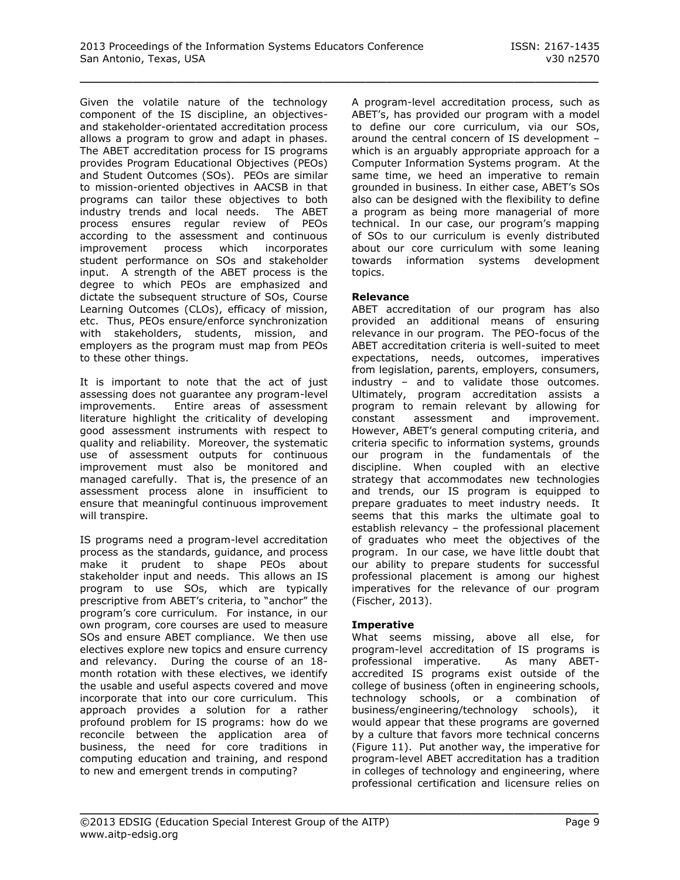Given the volatile nature of the technology component of the IS discipline, an objectives- and stakeholder-orientated accreditation process allows a program to grow and adapt in phases. The ABET accreditation process for IS programs provides Program Educational Objectives (PEOs) and Student Outcomes (SOs). PEOs are similar to mission-oriented objectives in AACSB in that programs can tailor these objectives to both industry trends and local needs. The ABET process ensures regular review of PEOs according to the assessment and continuous improvement process which incorporates student performance on SOs and stakeholder input. A strength of the ABET process is the degree to which PEOs are emphasized and dictate the subsequent structure of SOs, Course Learning Outcomes (CLOs), efficacy of mission, etc. Thus, PEOs ensure/enforce synchronization with stakeholders, students, mission, and employers as the program must map from PEOs to these other things.

It is important to note that the act of just assessing does not guarantee any program-level improvements. Entire areas of assessment literature highlight the criticality of developing good assessment instruments with respect to quality and reliability. Moreover, the systematic use of assessment outputs for continuous improvement must also be monitored and managed carefully. That is, the presence of an assessment process alone in insufficient to ensure that meaningful continuous improvement will transpire.

IS programs need a program-level accreditation process as the standards, guidance, and process make it prudent to shape PEOs about stakeholder input and needs. This allows an IS program to use SOs, which are typically prescriptive from ABET's criteria, to "anchor" the program's core curriculum. For instance, in our own program, core courses are used to measure SOs and ensure ABET compliance. We then use electives explore new topics and ensure currency and relevancy. During the course of an 18-month rotation with these electives, we identify the usable and useful aspects covered and move incorporate that into our core curriculum. This approach provides a solution for a rather profound problem for IS programs: how do we reconcile between the application area of business, the need for core traditions in computing education and training, and respond to new and emergent trends in computing?

A program-level accreditation process, such as ABET's, has provided our program with a model to define our core curriculum, via our SOs, around the central concern of IS development – which is an arguably appropriate approach for a Computer Information Systems program. At the same time, we heed an imperative to remain grounded in business. In either case, ABET's SOs also can be designed with the flexibility to define a program as being more managerial of more technical. In our case, our program's mapping of SOs to our curriculum is evenly distributed about our core curriculum with some leaning towards information systems development topics.

**Relevance**

ABET accreditation of our program has also provided an additional means of ensuring relevance in our program. The PEO-focus of the ABET accreditation criteria is well-suited to meet expectations, needs, outcomes, imperatives from legislation, parents, employers, consumers, industry – and to validate those outcomes. Ultimately, program accreditation assists a program to remain relevant by allowing for constant assessment and improvement. However, ABET's general computing criteria, and criteria specific to information systems, grounds our program in the fundamentals of the discipline. When coupled with an elective strategy that accommodates new technologies and trends, our IS program is equipped to prepare graduates to meet industry needs. It seems that this marks the ultimate goal to establish relevancy – the professional placement of graduates who meet the objectives of the program. In our case, we have little doubt that our ability to prepare students for successful professional placement is among our highest imperatives for the relevance of our program (Fischer, 2013).

**Imperative**

What seems missing, above all else, for program-level accreditation of IS programs is professional imperative. As many ABET-accredited IS programs exist outside of the college of business (often in engineering schools, technology schools, or a combination of business/engineering/technology schools), it would appear that these programs are governed by a culture that favors more technical concerns (Figure 11). Put another way, the imperative for program-level ABET accreditation has a tradition in colleges of technology and engineering, where professional certification and licensure relies on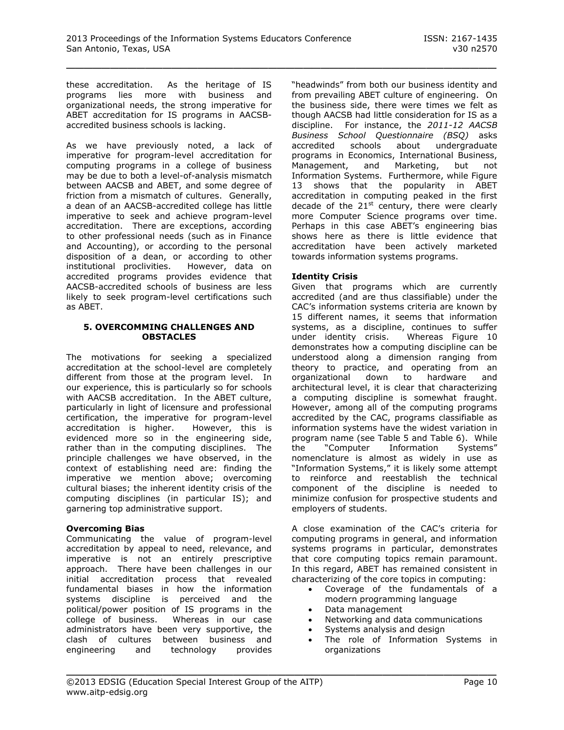these accreditation. As the heritage of IS programs lies more with business and organizational needs, the strong imperative for ABET accreditation for IS programs in AACSB-accredited business schools is lacking.

As we have previously noted, a lack of imperative for program-level accreditation for computing programs in a college of business may be due to both a level-of-analysis mismatch between AACSB and ABET, and some degree of friction from a mismatch of cultures. Generally, a dean of an AACSB-accredited college has little imperative to seek and achieve program-level accreditation. There are exceptions, according to other professional needs (such as in Finance and Accounting), or according to the personal disposition of a dean, or according to other institutional proclivities. However, data on accredited programs provides evidence that AACSB-accredited schools of business are less likely to seek program-level certifications such as ABET.

## 5. OVERCOMMING CHALLENGES AND OBSTACLES

The motivations for seeking a specialized accreditation at the school-level are completely different from those at the program level. In our experience, this is particularly so for schools with AACSB accreditation. In the ABET culture, particularly in light of licensure and professional certification, the imperative for program-level accreditation is higher. However, this is evidenced more so in the engineering side, rather than in the computing disciplines. The principle challenges we have observed, in the context of establishing need are: finding the imperative we mention above; overcoming cultural biases; the inherent identity crisis of the computing disciplines (in particular IS); and garnering top administrative support.

### Overcoming Bias

Communicating the value of program-level accreditation by appeal to need, relevance, and imperative is not an entirely prescriptive approach. There have been challenges in our initial accreditation process that revealed fundamental biases in how the information systems discipline is perceived and the political/power position of IS programs in the college of business. Whereas in our case administrators have been very supportive, the clash of cultures between business and engineering and technology provides "headwinds" from both our business identity and from prevailing ABET culture of engineering. On the business side, there were times we felt as though AACSB had little consideration for IS as a discipline. For instance, the *2011-12 AACSB Business School Questionnaire (BSQ)* asks accredited schools about undergraduate programs in Economics, International Business, Management, and Marketing, but not Information Systems. Furthermore, while Figure 13 shows that the popularity in ABET accreditation in computing peaked in the first decade of the 21st century, there were clearly more Computer Science programs over time. Perhaps in this case ABET's engineering bias shows here as there is little evidence that accreditation have been actively marketed towards information systems programs.

### Identity Crisis

Given that programs which are currently accredited (and are thus classifiable) under the CAC's information systems criteria are known by 15 different names, it seems that information systems, as a discipline, continues to suffer under identity crisis. Whereas Figure 10 demonstrates how a computing discipline can be understood along a dimension ranging from theory to practice, and operating from an organizational down to hardware and architectural level, it is clear that characterizing a computing discipline is somewhat fraught. However, among all of the computing programs accredited by the CAC, programs classifiable as information systems have the widest variation in program name (see Table 5 and Table 6). While the "Computer Information Systems" nomenclature is almost as widely in use as "Information Systems," it is likely some attempt to reinforce and reestablish the technical component of the discipline is needed to minimize confusion for prospective students and employers of students.

A close examination of the CAC's criteria for computing programs in general, and information systems programs in particular, demonstrates that core computing topics remain paramount. In this regard, ABET has remained consistent in characterizing of the core topics in computing:

- Coverage of the fundamentals of a modern programming language
- Data management
- Networking and data communications
- Systems analysis and design
- The role of Information Systems in organizations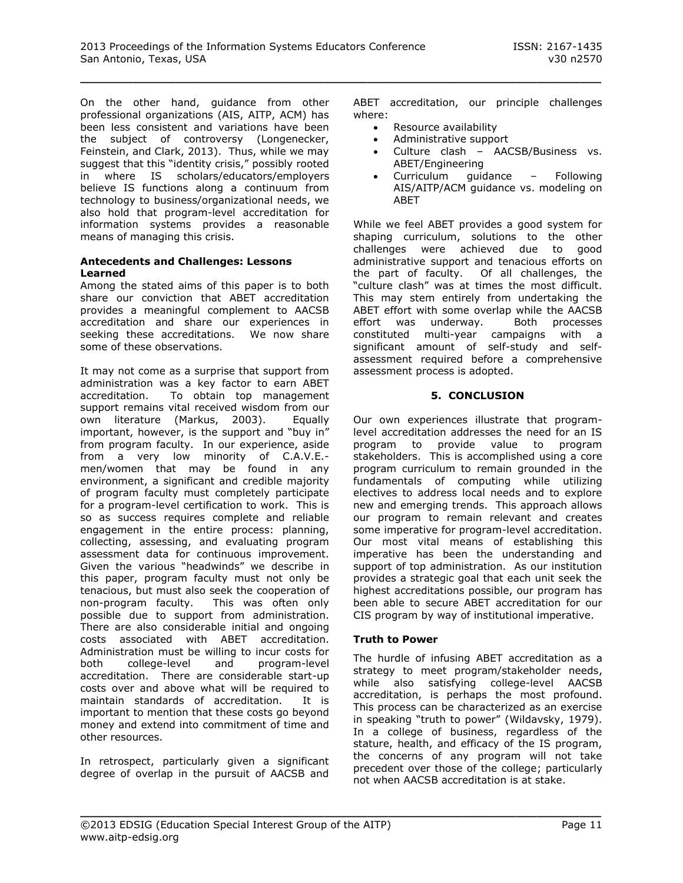On the other hand, guidance from other professional organizations (AIS, AITP, ACM) has been less consistent and variations have been the subject of controversy (Longenecker, Feinstein, and Clark, 2013). Thus, while we may suggest that this "identity crisis," possibly rooted in where IS scholars/educators/employers believe IS functions along a continuum from technology to business/organizational needs, we also hold that program-level accreditation for information systems provides a reasonable means of managing this crisis.

**Antecedents and Challenges: Lessons Learned**

Among the stated aims of this paper is to both share our conviction that ABET accreditation provides a meaningful complement to AACSB accreditation and share our experiences in seeking these accreditations. We now share some of these observations.

It may not come as a surprise that support from administration was a key factor to earn ABET accreditation. To obtain top management support remains vital received wisdom from our own literature (Markus, 2003). Equally important, however, is the support and "buy in" from program faculty. In our experience, aside from a very low minority of C.A.V.E.-men/women that may be found in any environment, a significant and credible majority of program faculty must completely participate for a program-level certification to work. This is so as success requires complete and reliable engagement in the entire process: planning, collecting, assessing, and evaluating program assessment data for continuous improvement. Given the various "headwinds" we describe in this paper, program faculty must not only be tenacious, but must also seek the cooperation of non-program faculty. This was often only possible due to support from administration. There are also considerable initial and ongoing costs associated with ABET accreditation. Administration must be willing to incur costs for both college-level and program-level accreditation. There are considerable start-up costs over and above what will be required to maintain standards of accreditation. It is important to mention that these costs go beyond money and extend into commitment of time and other resources.

In retrospect, particularly given a significant degree of overlap in the pursuit of AACSB and ABET accreditation, our principle challenges where:

- Resource availability
- Administrative support
- Culture clash – AACSB/Business vs. ABET/Engineering
- Curriculum guidance – Following AIS/AITP/ACM guidance vs. modeling on ABET

While we feel ABET provides a good system for shaping curriculum, solutions to the other challenges were achieved due to good administrative support and tenacious efforts on the part of faculty. Of all challenges, the "culture clash" was at times the most difficult. This may stem entirely from undertaking the ABET effort with some overlap while the AACSB effort was underway. Both processes constituted multi-year campaigns with a significant amount of self-study and self-assessment required before a comprehensive assessment process is adopted.

## 5. CONCLUSION

Our own experiences illustrate that program-level accreditation addresses the need for an IS program to provide value to program stakeholders. This is accomplished using a core program curriculum to remain grounded in the fundamentals of computing while utilizing electives to address local needs and to explore new and emerging trends. This approach allows our program to remain relevant and creates some imperative for program-level accreditation. Our most vital means of establishing this imperative has been the understanding and support of top administration. As our institution provides a strategic goal that each unit seek the highest accreditations possible, our program has been able to secure ABET accreditation for our CIS program by way of institutional imperative.

**Truth to Power**

The hurdle of infusing ABET accreditation as a strategy to meet program/stakeholder needs, while also satisfying college-level AACSB accreditation, is perhaps the most profound. This process can be characterized as an exercise in speaking "truth to power" (Wildavsky, 1979). In a college of business, regardless of the stature, health, and efficacy of the IS program, the concerns of any program will not take precedent over those of the college; particularly not when AACSB accreditation is at stake.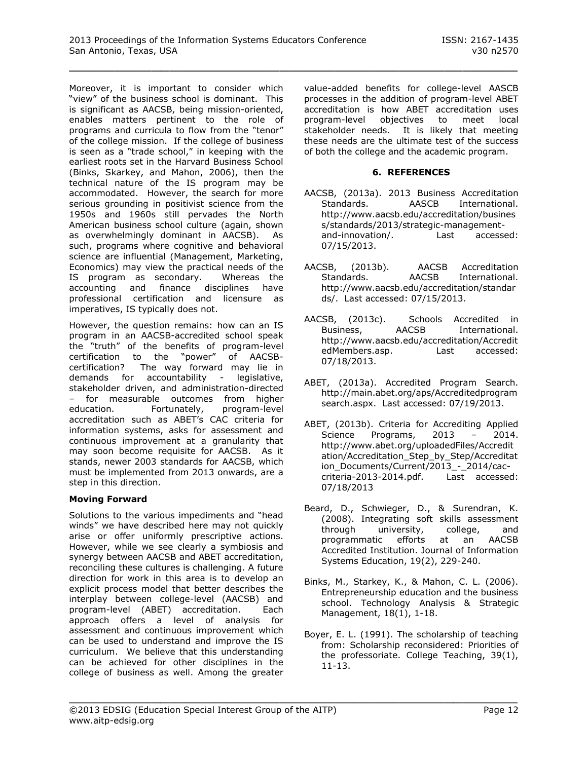Moreover, it is important to consider which "view" of the business school is dominant. This is significant as AACSB, being mission-oriented, enables matters pertinent to the role of programs and curricula to flow from the "tenor" of the college mission. If the college of business is seen as a "trade school," in keeping with the earliest roots set in the Harvard Business School (Binks, Skarkey, and Mahon, 2006), then the technical nature of the IS program may be accommodated. However, the search for more serious grounding in positivist science from the 1950s and 1960s still pervades the North American business school culture (again, shown as overwhelmingly dominant in AACSB). As such, programs where cognitive and behavioral science are influential (Management, Marketing, Economics) may view the practical needs of the IS program as secondary. Whereas the accounting and finance disciplines have professional certification and licensure as imperatives, IS typically does not.

However, the question remains: how can an IS program in an AACSB-accredited school speak the "truth" of the benefits of program-level certification to the "power" of AACSB-certification? The way forward may lie in demands for accountability - legislative, stakeholder driven, and administration-directed – for measurable outcomes from higher education. Fortunately, program-level accreditation such as ABET's CAC criteria for information systems, asks for assessment and continuous improvement at a granularity that may soon become requisite for AACSB. As it stands, newer 2003 standards for AACSB, which must be implemented from 2013 onwards, are a step in this direction.

**Moving Forward**

Solutions to the various impediments and "head winds" we have described here may not quickly arise or offer uniformly prescriptive actions. However, while we see clearly a symbiosis and synergy between AACSB and ABET accreditation, reconciling these cultures is challenging. A future direction for work in this area is to develop an explicit process model that better describes the interplay between college-level (AACSB) and program-level (ABET) accreditation. Each approach offers a level of analysis for assessment and continuous improvement which can be used to understand and improve the IS curriculum. We believe that this understanding can be achieved for other disciplines in the college of business as well. Among the greater value-added benefits for college-level AASCB processes in the addition of program-level ABET accreditation is how ABET accreditation uses program-level objectives to meet local stakeholder needs. It is likely that meeting these needs are the ultimate test of the success of both the college and the academic program.

## 6. REFERENCES

AACSB, (2013a). 2013 Business Accreditation Standards. AASCB International. http://www.aacsb.edu/accreditation/business/standards/2013/strategic-management-and-innovation/. Last accessed: 07/15/2013.

AACSB, (2013b). AACSB Accreditation Standards. AACSB International. http://www.aacsb.edu/accreditation/standards/. Last accessed: 07/15/2013.

AACSB, (2013c). Schools Accredited in Business, AACSB International. http://www.aacsb.edu/accreditation/AccreditedMembers.asp. Last accessed: 07/18/2013.

ABET, (2013a). Accredited Program Search. http://main.abet.org/aps/Accreditedprogramsearch.aspx. Last accessed: 07/19/2013.

ABET, (2013b). Criteria for Accrediting Applied Science Programs, 2013 – 2014. http://www.abet.org/uploadedFiles/Accreditation/Accreditation_Step_by_Step/Accreditation_Documents/Current/2013_-_2014/cac-criteria-2013-2014.pdf. Last accessed: 07/18/2013

Beard, D., Schwieger, D., & Surendran, K. (2008). Integrating soft skills assessment through university, college, and programmatic efforts at an AACSB Accredited Institution. Journal of Information Systems Education, 19(2), 229-240.

Binks, M., Starkey, K., & Mahon, C. L. (2006). Entrepreneurship education and the business school. Technology Analysis & Strategic Management, 18(1), 1-18.

Boyer, E. L. (1991). The scholarship of teaching from: Scholarship reconsidered: Priorities of the professoriate. College Teaching, 39(1), 11-13.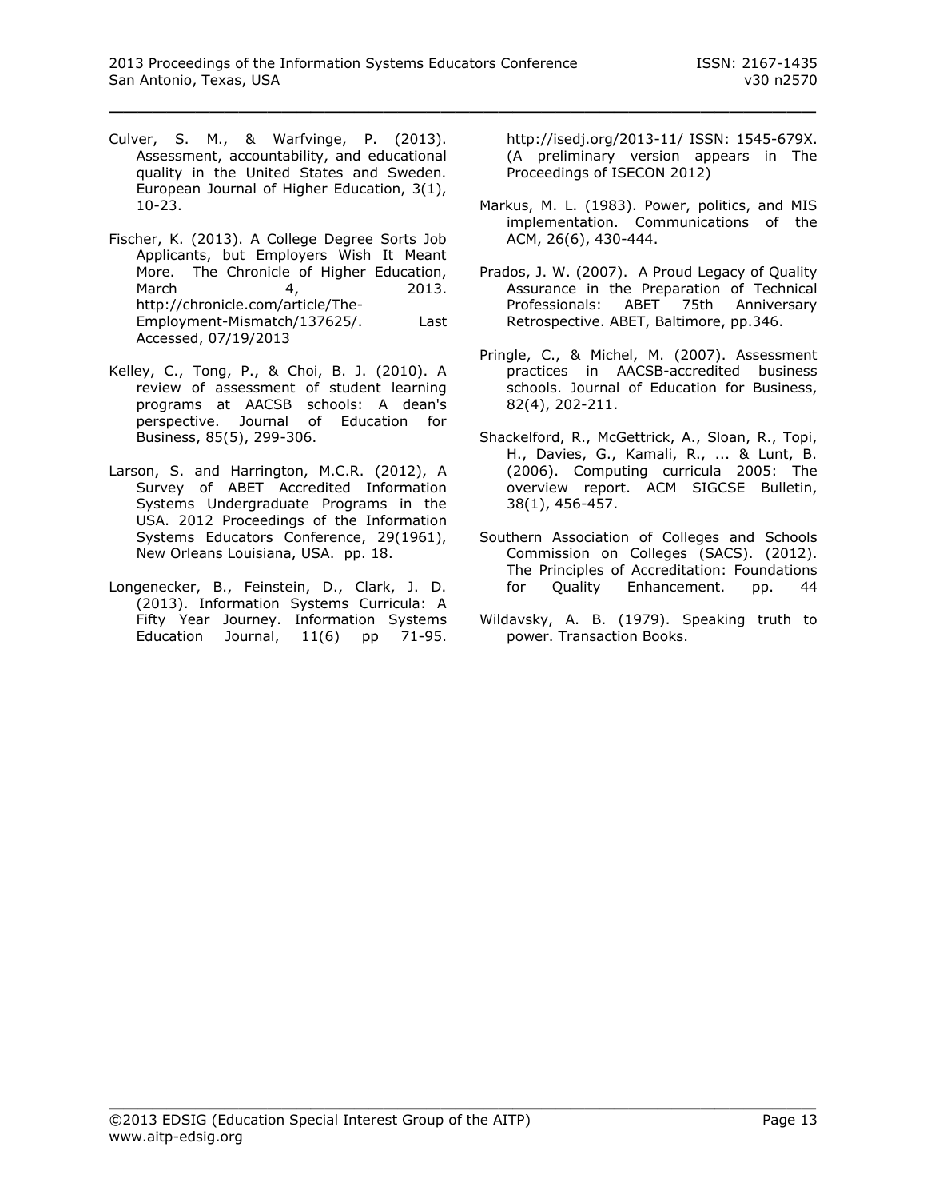Culver, S. M., & Warfvinge, P. (2013). Assessment, accountability, and educational quality in the United States and Sweden. European Journal of Higher Education, 3(1), 10-23.

Fischer, K. (2013). A College Degree Sorts Job Applicants, but Employers Wish It Meant More. The Chronicle of Higher Education, March 4, 2013. http://chronicle.com/article/The-Employment-Mismatch/137625/. Last Accessed, 07/19/2013

Kelley, C., Tong, P., & Choi, B. J. (2010). A review of assessment of student learning programs at AACSB schools: A dean's perspective. Journal of Education for Business, 85(5), 299-306.

Larson, S. and Harrington, M.C.R. (2012), A Survey of ABET Accredited Information Systems Undergraduate Programs in the USA. 2012 Proceedings of the Information Systems Educators Conference, 29(1961), New Orleans Louisiana, USA. pp. 18.

Longenecker, B., Feinstein, D., Clark, J. D. (2013). Information Systems Curricula: A Fifty Year Journey. Information Systems Education Journal, 11(6) pp 71-95. http://isedj.org/2013-11/ ISSN: 1545-679X. (A preliminary version appears in The Proceedings of ISECON 2012)

Markus, M. L. (1983). Power, politics, and MIS implementation. Communications of the ACM, 26(6), 430-444.

Prados, J. W. (2007). A Proud Legacy of Quality Assurance in the Preparation of Technical Professionals: ABET 75th Anniversary Retrospective. ABET, Baltimore, pp.346.

Pringle, C., & Michel, M. (2007). Assessment practices in AACSB-accredited business schools. Journal of Education for Business, 82(4), 202-211.

Shackelford, R., McGettrick, A., Sloan, R., Topi, H., Davies, G., Kamali, R., ... & Lunt, B. (2006). Computing curricula 2005: The overview report. ACM SIGCSE Bulletin, 38(1), 456-457.

Southern Association of Colleges and Schools Commission on Colleges (SACS). (2012). The Principles of Accreditation: Foundations for Quality Enhancement. pp. 44

Wildavsky, A. B. (1979). Speaking truth to power. Transaction Books.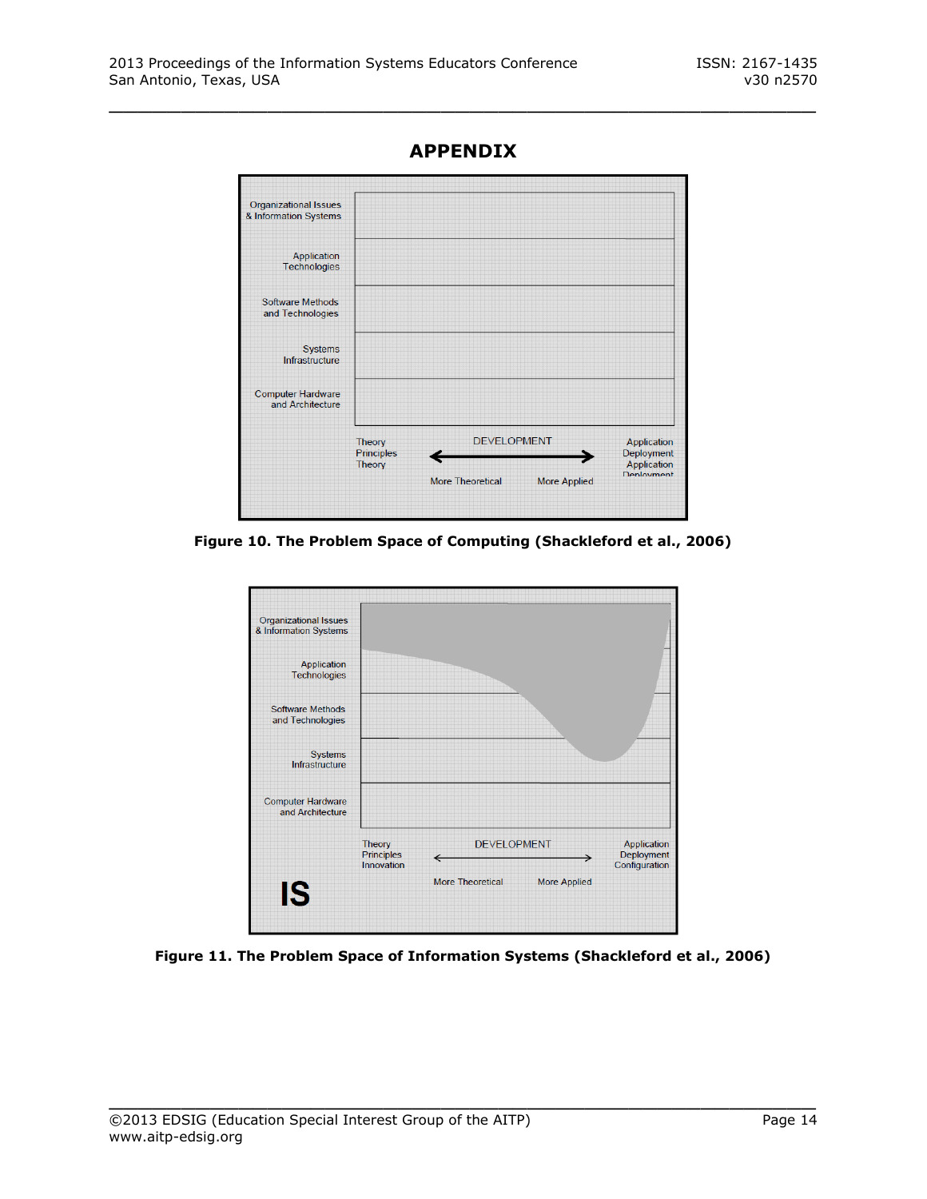# APPENDIX

Organizational Issues & Information Systems

Application Technologies

Software Methods and Technologies

Systems Infrastructure

Computer Hardware and Architecture

Theory Principles Theory — DEVELOPMENT — Application Deployment Application Deployment

More Theoretical — More Applied

**Figure 10. The Problem Space of Computing (Shackleford et al., 2006)**

Organizational Issues & Information Systems

Application Technologies

Software Methods and Technologies

Systems Infrastructure

Computer Hardware and Architecture

Theory Principles Innovation — DEVELOPMENT — Application Deployment Configuration

More Theoretical — More Applied

IS

**Figure 11. The Problem Space of Information Systems (Shackleford et al., 2006)**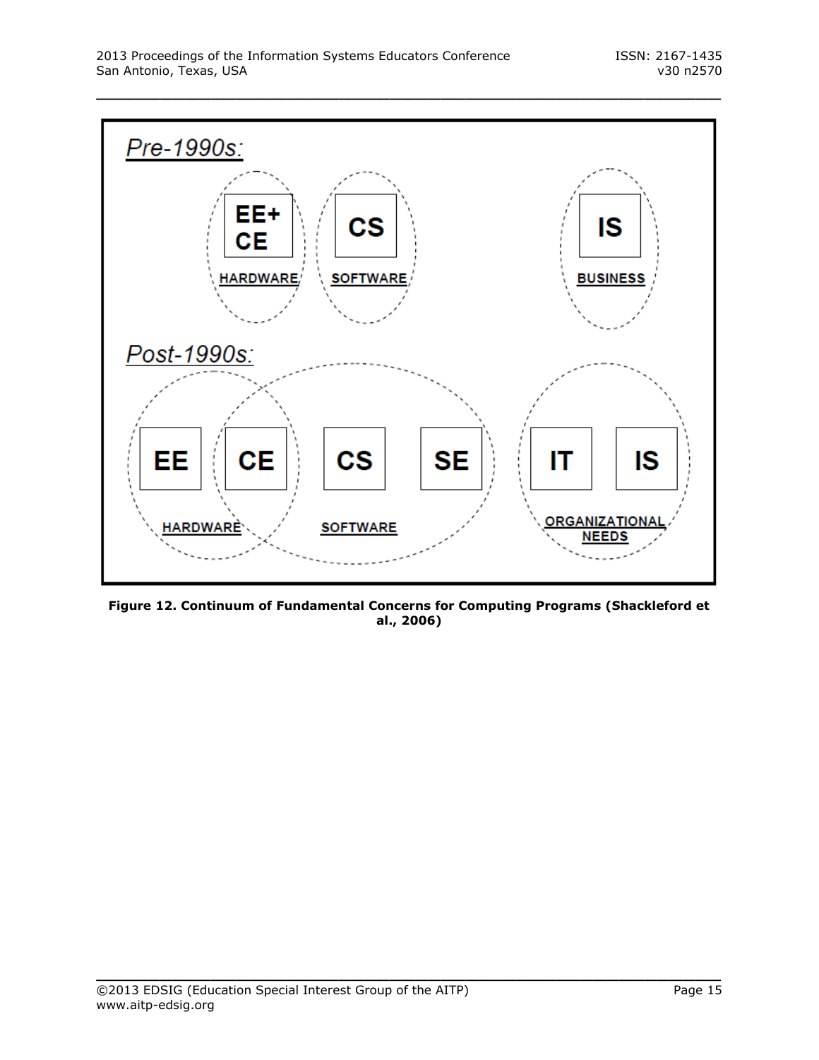**Figure 12. Continuum of Fundamental Concerns for Computing Programs (Shackleford et al., 2006)**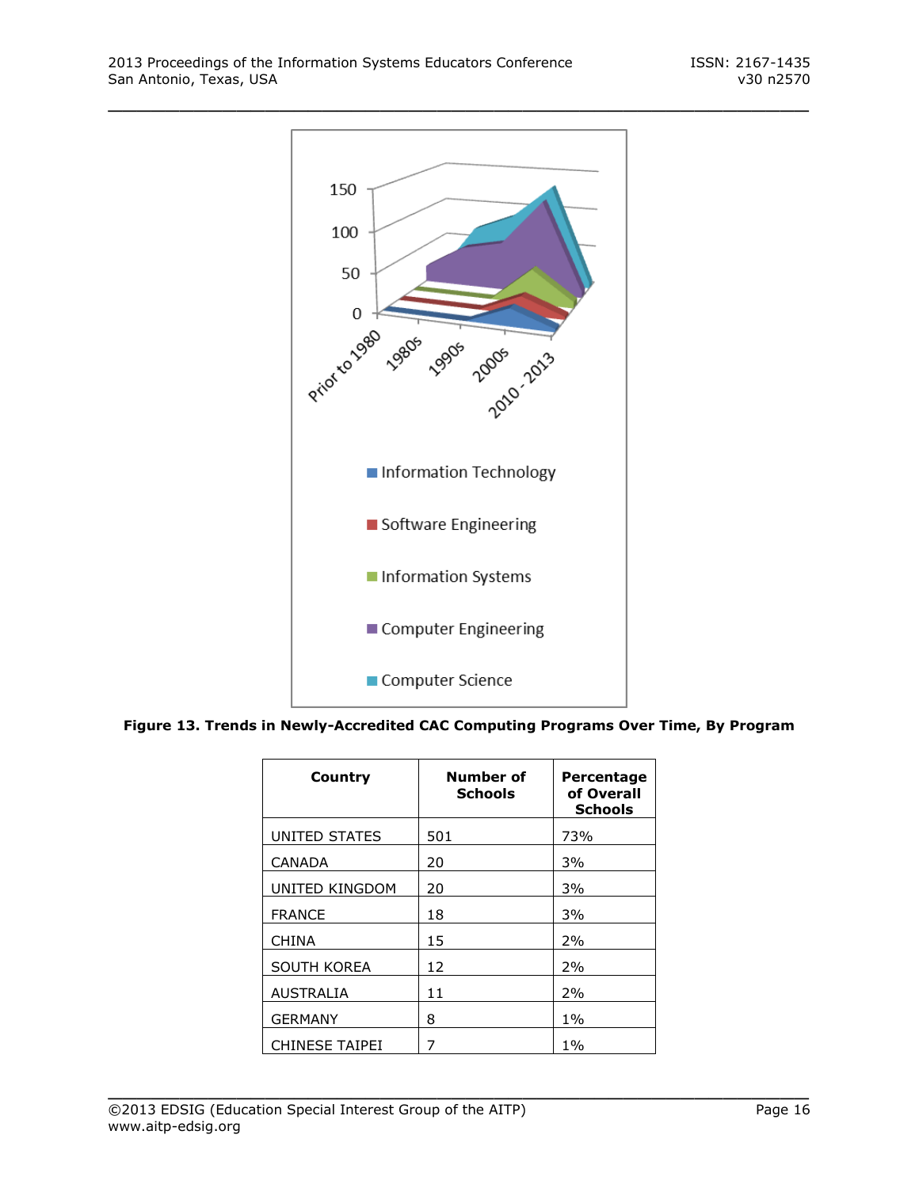Figure 13. Trends in Newly-Accredited CAC Computing Programs Over Time, By Program

| Country | Number of Schools | Percentage of Overall Schools |
|---|---|---|
| UNITED STATES | 501 | 73% |
| CANADA | 20 | 3% |
| UNITED KINGDOM | 20 | 3% |
| FRANCE | 18 | 3% |
| CHINA | 15 | 2% |
| SOUTH KOREA | 12 | 2% |
| AUSTRALIA | 11 | 2% |
| GERMANY | 8 | 1% |
| CHINESE TAIPEI | 7 | 1% |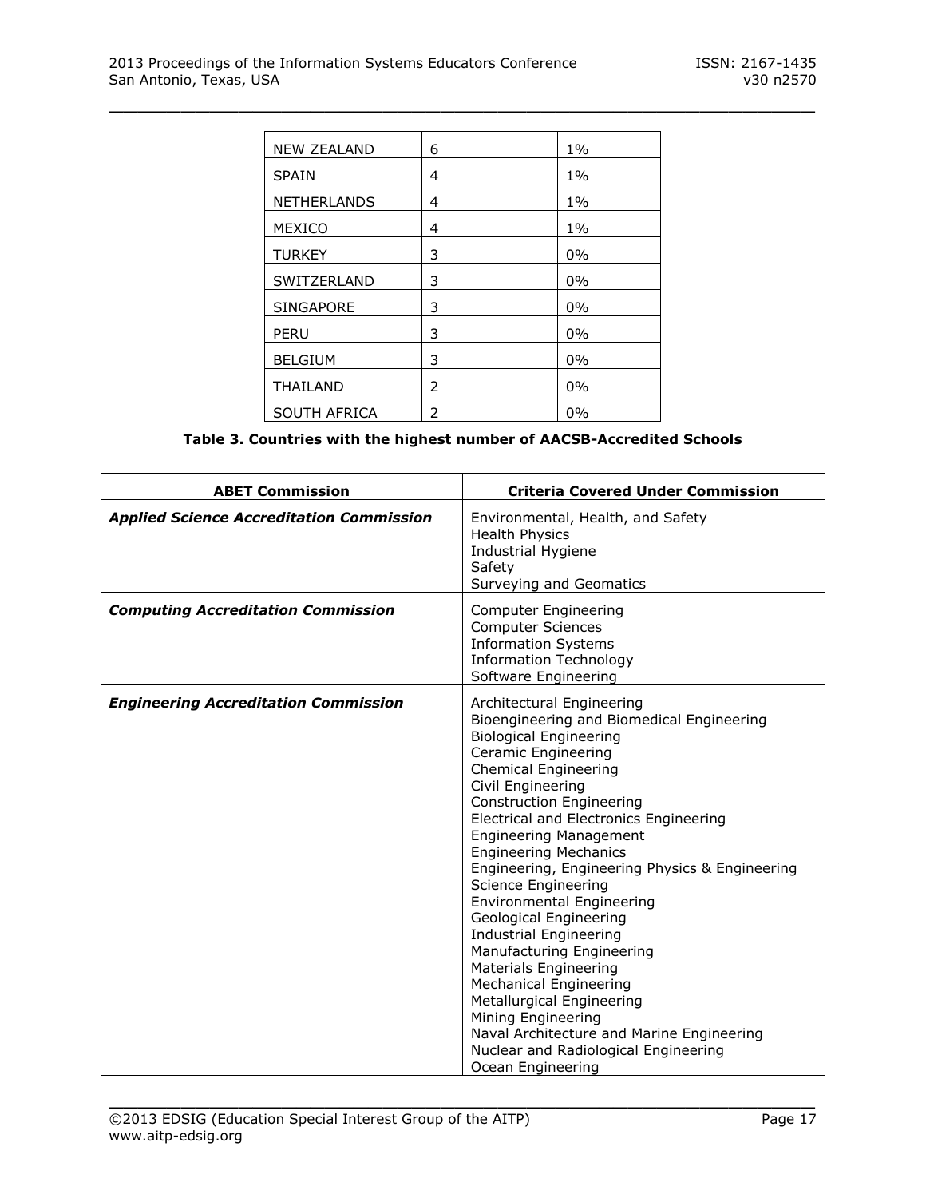| NEW ZEALAND | 6 | 1% |
|---|---|---|
| SPAIN | 4 | 1% |
| NETHERLANDS | 4 | 1% |
| MEXICO | 4 | 1% |
| TURKEY | 3 | 0% |
| SWITZERLAND | 3 | 0% |
| SINGAPORE | 3 | 0% |
| PERU | 3 | 0% |
| BELGIUM | 3 | 0% |
| THAILAND | 2 | 0% |
| SOUTH AFRICA | 2 | 0% |

**Table 3. Countries with the highest number of AACSB-Accredited Schools**

| ABET Commission | Criteria Covered Under Commission |
|---|---|
| ***Applied Science Accreditation Commission*** | Environmental, Health, and Safety<br>Health Physics<br>Industrial Hygiene<br>Safety<br>Surveying and Geomatics |
| ***Computing Accreditation Commission*** | Computer Engineering<br>Computer Sciences<br>Information Systems<br>Information Technology<br>Software Engineering |
| ***Engineering Accreditation Commission*** | Architectural Engineering<br>Bioengineering and Biomedical Engineering<br>Biological Engineering<br>Ceramic Engineering<br>Chemical Engineering<br>Civil Engineering<br>Construction Engineering<br>Electrical and Electronics Engineering<br>Engineering Management<br>Engineering Mechanics<br>Engineering, Engineering Physics & Engineering Science Engineering<br>Environmental Engineering<br>Geological Engineering<br>Industrial Engineering<br>Manufacturing Engineering<br>Materials Engineering<br>Mechanical Engineering<br>Metallurgical Engineering<br>Mining Engineering<br>Naval Architecture and Marine Engineering<br>Nuclear and Radiological Engineering<br>Ocean Engineering |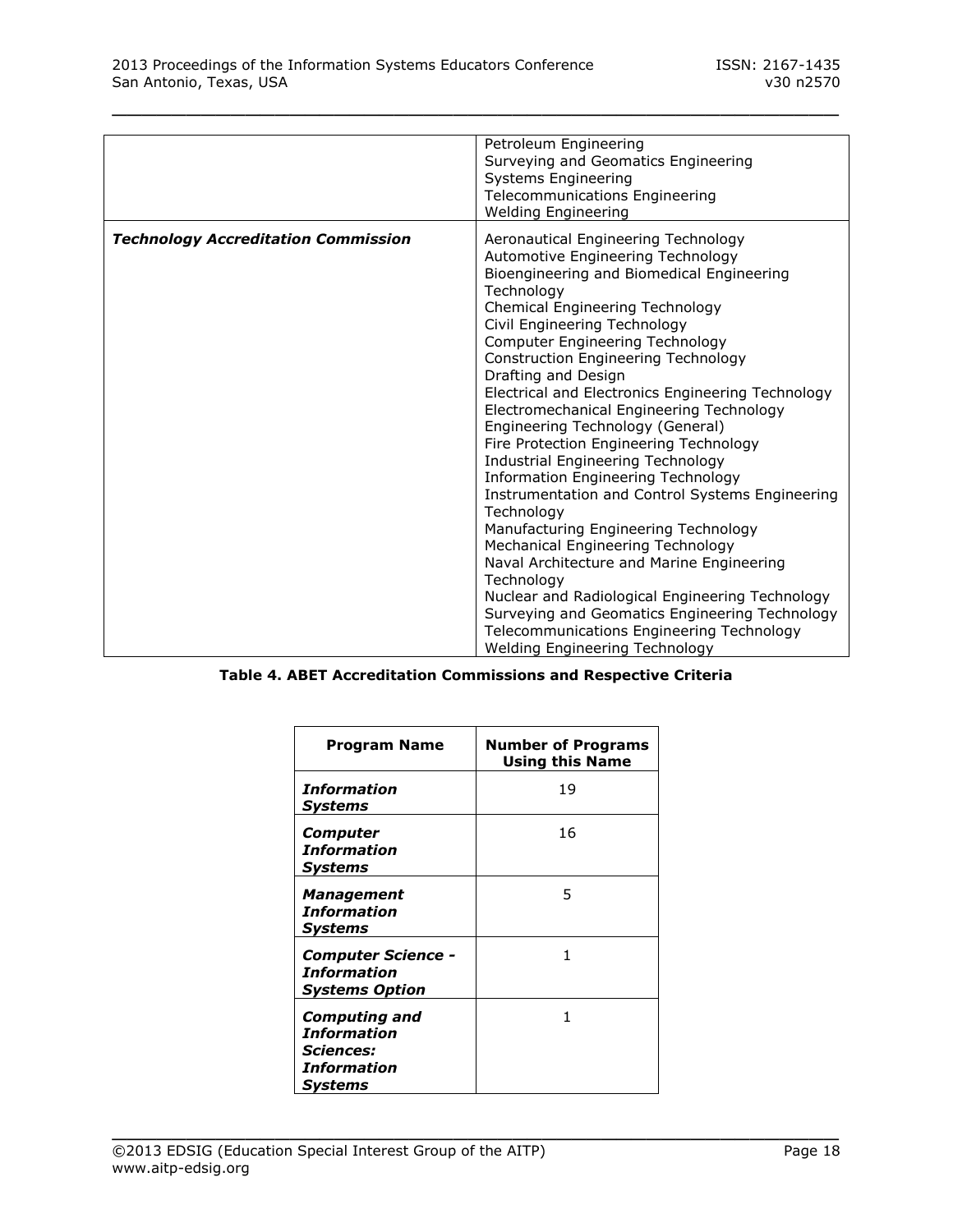| | |
|---|---|
| | Petroleum Engineering<br>Surveying and Geomatics Engineering<br>Systems Engineering<br>Telecommunications Engineering<br>Welding Engineering |
| ***Technology Accreditation Commission*** | Aeronautical Engineering Technology<br>Automotive Engineering Technology<br>Bioengineering and Biomedical Engineering Technology<br>Chemical Engineering Technology<br>Civil Engineering Technology<br>Computer Engineering Technology<br>Construction Engineering Technology<br>Drafting and Design<br>Electrical and Electronics Engineering Technology<br>Electromechanical Engineering Technology<br>Engineering Technology (General)<br>Fire Protection Engineering Technology<br>Industrial Engineering Technology<br>Information Engineering Technology<br>Instrumentation and Control Systems Engineering Technology<br>Manufacturing Engineering Technology<br>Mechanical Engineering Technology<br>Naval Architecture and Marine Engineering Technology<br>Nuclear and Radiological Engineering Technology<br>Surveying and Geomatics Engineering Technology<br>Telecommunications Engineering Technology<br>Welding Engineering Technology |

**Table 4. ABET Accreditation Commissions and Respective Criteria**

| Program Name | Number of Programs Using this Name |
|---|---|
| ***Information Systems*** | 19 |
| ***Computer Information Systems*** | 16 |
| ***Management Information Systems*** | 5 |
| ***Computer Science - Information Systems Option*** | 1 |
| ***Computing and Information Sciences: Information Systems*** | 1 |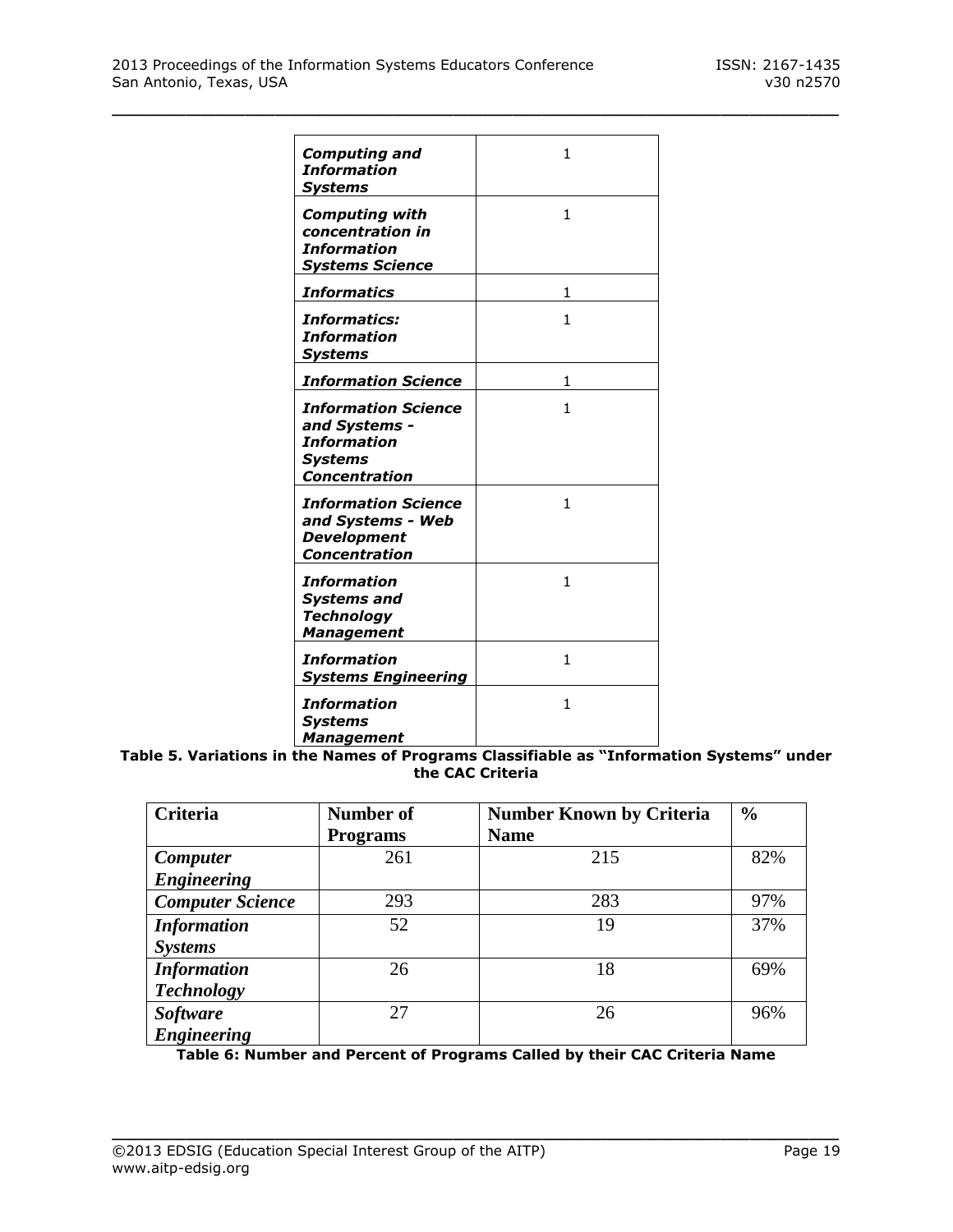| | |
|---|---|
| ***Computing and Information Systems*** | 1 |
| ***Computing with concentration in Information Systems Science*** | 1 |
| ***Informatics*** | 1 |
| ***Informatics: Information Systems*** | 1 |
| ***Information Science*** | 1 |
| ***Information Science and Systems - Information Systems Concentration*** | 1 |
| ***Information Science and Systems - Web Development Concentration*** | 1 |
| ***Information Systems and Technology Management*** | 1 |
| ***Information Systems Engineering*** | 1 |
| ***Information Systems Management*** | 1 |

**Table 5. Variations in the Names of Programs Classifiable as "Information Systems" under the CAC Criteria**

| Criteria | Number of Programs | Number Known by Criteria Name | % |
|---|---|---|---|
| ***Computer Engineering*** | 261 | 215 | 82% |
| ***Computer Science*** | 293 | 283 | 97% |
| ***Information Systems*** | 52 | 19 | 37% |
| ***Information Technology*** | 26 | 18 | 69% |
| ***Software Engineering*** | 27 | 26 | 96% |

**Table 6: Number and Percent of Programs Called by their CAC Criteria Name**